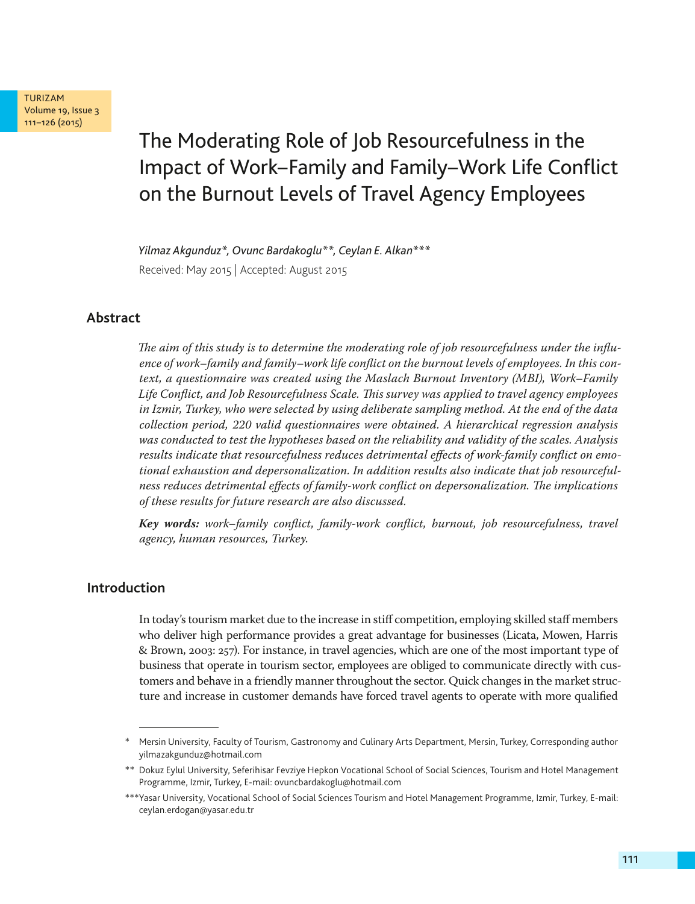# The Moderating Role of Job Resourcefulness in the Impact of Work–Family and Family–Work Life Conflict on the Burnout Levels of Travel Agency Employees

*Yilmaz Akgunduz\*, Ovunc Bardakoglu\*\*, Ceylan E. Alkan\*\*\**

Received: May 2015 | Accepted: August 2015

## Abstract

*The aim of this study is to determine the moderating role of job resourcefulness under the influence of work–family and family–work life conflict on the burnout levels of employees. In this context, a questionnaire was created using the Maslach Burnout Inventory (MBI), Work–Family Life Conflict, and Job Resourcefulness Scale. This survey was applied to travel agency employees in Izmir, Turkey, who were selected by using deliberate sampling method. At the end of the data collection period, 220 valid questionnaires were obtained. A hierarchical regression analysis was conducted to test the hypotheses based on the reliability and validity of the scales. Analysis results indicate that resourcefulness reduces detrimental effects of work-family conflict on emotional exhaustion and depersonalization. In addition results also indicate that job resourcefulness reduces detrimental effects of family-work conflict on depersonalization. The implications of these results for future research are also discussed.*

***Key words:*** *work–family conflict, family-work conflict, burnout, job resourcefulness, travel agency, human resources, Turkey.*

## Introduction

In today's tourism market due to the increase in stiff competition, employing skilled staff members who deliver high performance provides a great advantage for businesses (Licata, Mowen, Harris & Brown, 2003: 257). For instance, in travel agencies, which are one of the most important type of business that operate in tourism sector, employees are obliged to communicate directly with customers and behave in a friendly manner throughout the sector. Quick changes in the market structure and increase in customer demands have forced travel agents to operate with more qualified

---

\* Mersin University, Faculty of Tourism, Gastronomy and Culinary Arts Department, Mersin, Turkey, Corresponding author yilmazakgunduz@hotmail.com

\*\* Dokuz Eylul University, Seferihisar Fevziye Hepkon Vocational School of Social Sciences, Tourism and Hotel Management Programme, Izmir, Turkey, E-mail: ovuncbardakoglu@hotmail.com

\*\*\*Yasar University, Vocational School of Social Sciences Tourism and Hotel Management Programme, Izmir, Turkey, E-mail: ceylan.erdogan@yasar.edu.tr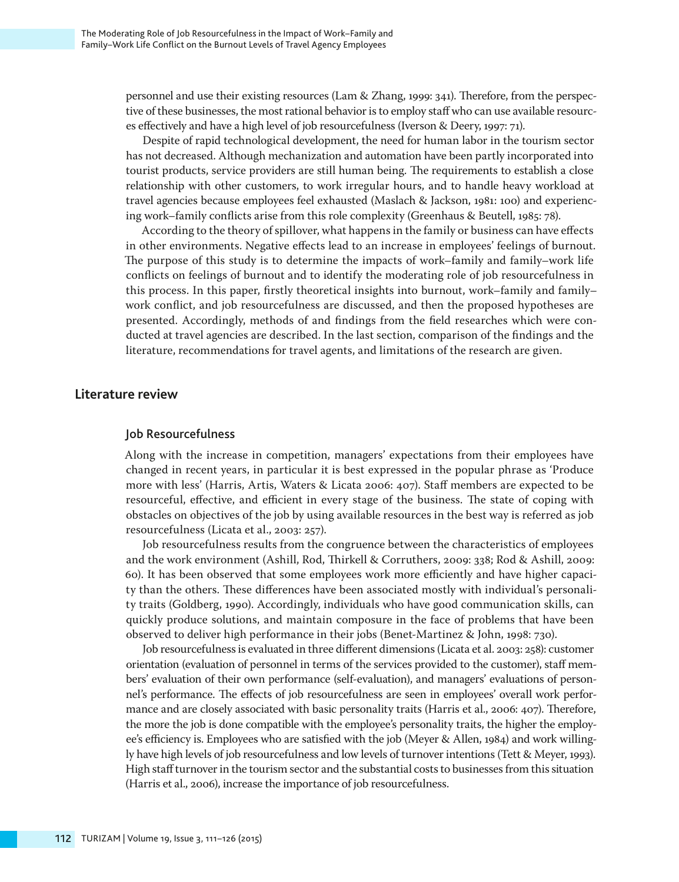personnel and use their existing resources (Lam & Zhang, 1999: 341). Therefore, from the perspective of these businesses, the most rational behavior is to employ staff who can use available resources effectively and have a high level of job resourcefulness (Iverson & Deery, 1997: 71).

Despite of rapid technological development, the need for human labor in the tourism sector has not decreased. Although mechanization and automation have been partly incorporated into tourist products, service providers are still human being. The requirements to establish a close relationship with other customers, to work irregular hours, and to handle heavy workload at travel agencies because employees feel exhausted (Maslach & Jackson, 1981: 100) and experiencing work–family conflicts arise from this role complexity (Greenhaus & Beutell, 1985: 78).

According to the theory of spillover, what happens in the family or business can have effects in other environments. Negative effects lead to an increase in employees' feelings of burnout. The purpose of this study is to determine the impacts of work–family and family–work life conflicts on feelings of burnout and to identify the moderating role of job resourcefulness in this process. In this paper, firstly theoretical insights into burnout, work–family and family–work conflict, and job resourcefulness are discussed, and then the proposed hypotheses are presented. Accordingly, methods of and findings from the field researches which were conducted at travel agencies are described. In the last section, comparison of the findings and the literature, recommendations for travel agents, and limitations of the research are given.

## Literature review

### Job Resourcefulness

Along with the increase in competition, managers' expectations from their employees have changed in recent years, in particular it is best expressed in the popular phrase as 'Produce more with less' (Harris, Artis, Waters & Licata 2006: 407). Staff members are expected to be resourceful, effective, and efficient in every stage of the business. The state of coping with obstacles on objectives of the job by using available resources in the best way is referred as job resourcefulness (Licata et al., 2003: 257).

Job resourcefulness results from the congruence between the characteristics of employees and the work environment (Ashill, Rod, Thirkell & Corruthers, 2009: 338; Rod & Ashill, 2009: 60). It has been observed that some employees work more efficiently and have higher capacity than the others. These differences have been associated mostly with individual's personality traits (Goldberg, 1990). Accordingly, individuals who have good communication skills, can quickly produce solutions, and maintain composure in the face of problems that have been observed to deliver high performance in their jobs (Benet-Martinez & John, 1998: 730).

Job resourcefulness is evaluated in three different dimensions (Licata et al. 2003: 258): customer orientation (evaluation of personnel in terms of the services provided to the customer), staff members' evaluation of their own performance (self-evaluation), and managers' evaluations of personnel's performance. The effects of job resourcefulness are seen in employees' overall work performance and are closely associated with basic personality traits (Harris et al., 2006: 407). Therefore, the more the job is done compatible with the employee's personality traits, the higher the employee's efficiency is. Employees who are satisfied with the job (Meyer & Allen, 1984) and work willingly have high levels of job resourcefulness and low levels of turnover intentions (Tett & Meyer, 1993). High staff turnover in the tourism sector and the substantial costs to businesses from this situation (Harris et al., 2006), increase the importance of job resourcefulness.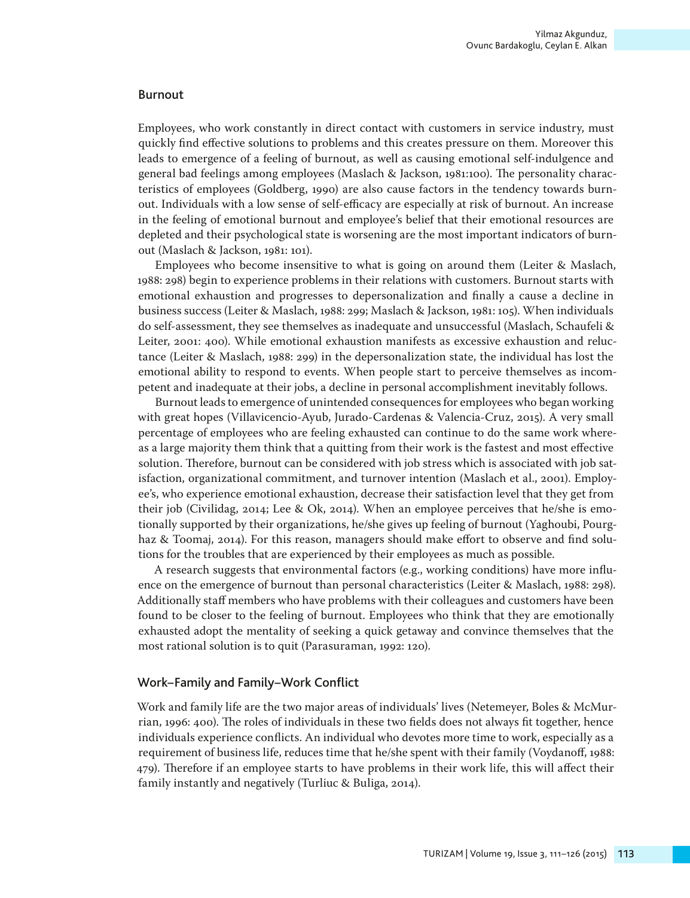## Burnout

Employees, who work constantly in direct contact with customers in service industry, must quickly find effective solutions to problems and this creates pressure on them. Moreover this leads to emergence of a feeling of burnout, as well as causing emotional self-indulgence and general bad feelings among employees (Maslach & Jackson, 1981:100). The personality characteristics of employees (Goldberg, 1990) are also cause factors in the tendency towards burnout. Individuals with a low sense of self-efficacy are especially at risk of burnout. An increase in the feeling of emotional burnout and employee's belief that their emotional resources are depleted and their psychological state is worsening are the most important indicators of burnout (Maslach & Jackson, 1981: 101).

Employees who become insensitive to what is going on around them (Leiter & Maslach, 1988: 298) begin to experience problems in their relations with customers. Burnout starts with emotional exhaustion and progresses to depersonalization and finally a cause a decline in business success (Leiter & Maslach, 1988: 299; Maslach & Jackson, 1981: 105). When individuals do self-assessment, they see themselves as inadequate and unsuccessful (Maslach, Schaufeli & Leiter, 2001: 400). While emotional exhaustion manifests as excessive exhaustion and reluctance (Leiter & Maslach, 1988: 299) in the depersonalization state, the individual has lost the emotional ability to respond to events. When people start to perceive themselves as incompetent and inadequate at their jobs, a decline in personal accomplishment inevitably follows.

Burnout leads to emergence of unintended consequences for employees who began working with great hopes (Villavicencio-Ayub, Jurado-Cardenas & Valencia-Cruz, 2015). A very small percentage of employees who are feeling exhausted can continue to do the same work whereas a large majority them think that a quitting from their work is the fastest and most effective solution. Therefore, burnout can be considered with job stress which is associated with job satisfaction, organizational commitment, and turnover intention (Maslach et al., 2001). Employee's, who experience emotional exhaustion, decrease their satisfaction level that they get from their job (Civilidag, 2014; Lee & Ok, 2014). When an employee perceives that he/she is emotionally supported by their organizations, he/she gives up feeling of burnout (Yaghoubi, Pourghaz & Toomaj, 2014). For this reason, managers should make effort to observe and find solutions for the troubles that are experienced by their employees as much as possible.

A research suggests that environmental factors (e.g., working conditions) have more influence on the emergence of burnout than personal characteristics (Leiter & Maslach, 1988: 298). Additionally staff members who have problems with their colleagues and customers have been found to be closer to the feeling of burnout. Employees who think that they are emotionally exhausted adopt the mentality of seeking a quick getaway and convince themselves that the most rational solution is to quit (Parasuraman, 1992: 120).

## Work–Family and Family–Work Conflict

Work and family life are the two major areas of individuals' lives (Netemeyer, Boles & McMurrian, 1996: 400). The roles of individuals in these two fields does not always fit together, hence individuals experience conflicts. An individual who devotes more time to work, especially as a requirement of business life, reduces time that he/she spent with their family (Voydanoff, 1988: 479). Therefore if an employee starts to have problems in their work life, this will affect their family instantly and negatively (Turliuc & Buliga, 2014).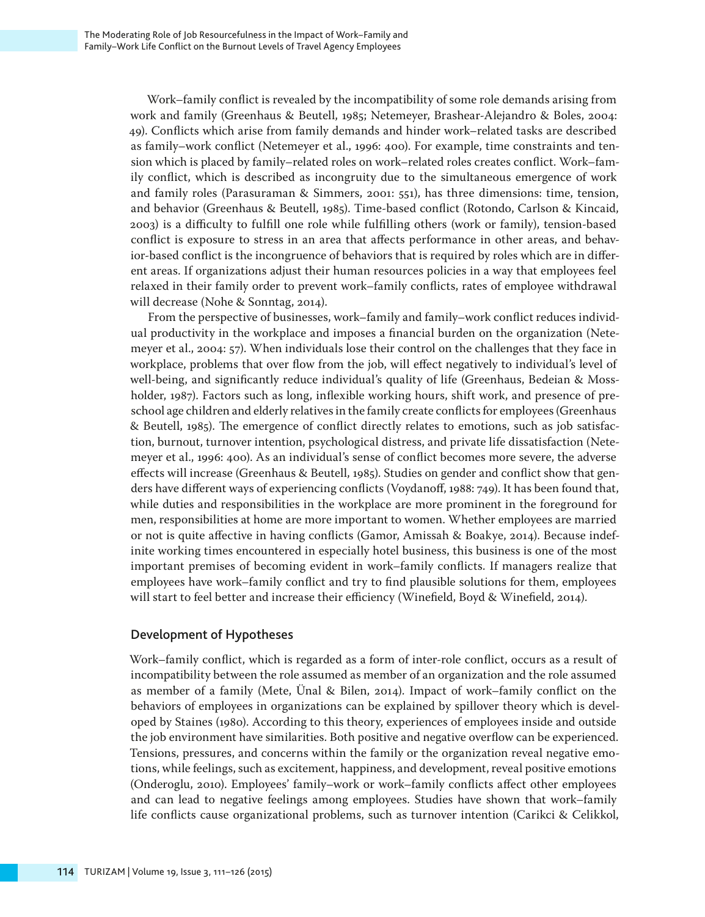Work–family conflict is revealed by the incompatibility of some role demands arising from work and family (Greenhaus & Beutell, 1985; Netemeyer, Brashear-Alejandro & Boles, 2004: 49). Conflicts which arise from family demands and hinder work–related tasks are described as family–work conflict (Netemeyer et al., 1996: 400). For example, time constraints and tension which is placed by family–related roles on work–related roles creates conflict. Work–family conflict, which is described as incongruity due to the simultaneous emergence of work and family roles (Parasuraman & Simmers, 2001: 551), has three dimensions: time, tension, and behavior (Greenhaus & Beutell, 1985). Time-based conflict (Rotondo, Carlson & Kincaid, 2003) is a difficulty to fulfill one role while fulfilling others (work or family), tension-based conflict is exposure to stress in an area that affects performance in other areas, and behavior-based conflict is the incongruence of behaviors that is required by roles which are in different areas. If organizations adjust their human resources policies in a way that employees feel relaxed in their family order to prevent work–family conflicts, rates of employee withdrawal will decrease (Nohe & Sonntag, 2014).

From the perspective of businesses, work–family and family–work conflict reduces individual productivity in the workplace and imposes a financial burden on the organization (Netemeyer et al., 2004: 57). When individuals lose their control on the challenges that they face in workplace, problems that over flow from the job, will effect negatively to individual's level of well-being, and significantly reduce individual's quality of life (Greenhaus, Bedeian & Mossholder, 1987). Factors such as long, inflexible working hours, shift work, and presence of preschool age children and elderly relatives in the family create conflicts for employees (Greenhaus & Beutell, 1985). The emergence of conflict directly relates to emotions, such as job satisfaction, burnout, turnover intention, psychological distress, and private life dissatisfaction (Netemeyer et al., 1996: 400). As an individual's sense of conflict becomes more severe, the adverse effects will increase (Greenhaus & Beutell, 1985). Studies on gender and conflict show that genders have different ways of experiencing conflicts (Voydanoff, 1988: 749). It has been found that, while duties and responsibilities in the workplace are more prominent in the foreground for men, responsibilities at home are more important to women. Whether employees are married or not is quite affective in having conflicts (Gamor, Amissah & Boakye, 2014). Because indefinite working times encountered in especially hotel business, this business is one of the most important premises of becoming evident in work–family conflicts. If managers realize that employees have work–family conflict and try to find plausible solutions for them, employees will start to feel better and increase their efficiency (Winefield, Boyd & Winefield, 2014).

## Development of Hypotheses

Work–family conflict, which is regarded as a form of inter-role conflict, occurs as a result of incompatibility between the role assumed as member of an organization and the role assumed as member of a family (Mete, Ünal & Bilen, 2014). Impact of work–family conflict on the behaviors of employees in organizations can be explained by spillover theory which is developed by Staines (1980). According to this theory, experiences of employees inside and outside the job environment have similarities. Both positive and negative overflow can be experienced. Tensions, pressures, and concerns within the family or the organization reveal negative emotions, while feelings, such as excitement, happiness, and development, reveal positive emotions (Onderoglu, 2010). Employees' family–work or work–family conflicts affect other employees and can lead to negative feelings among employees. Studies have shown that work–family life conflicts cause organizational problems, such as turnover intention (Carikci & Celikkol,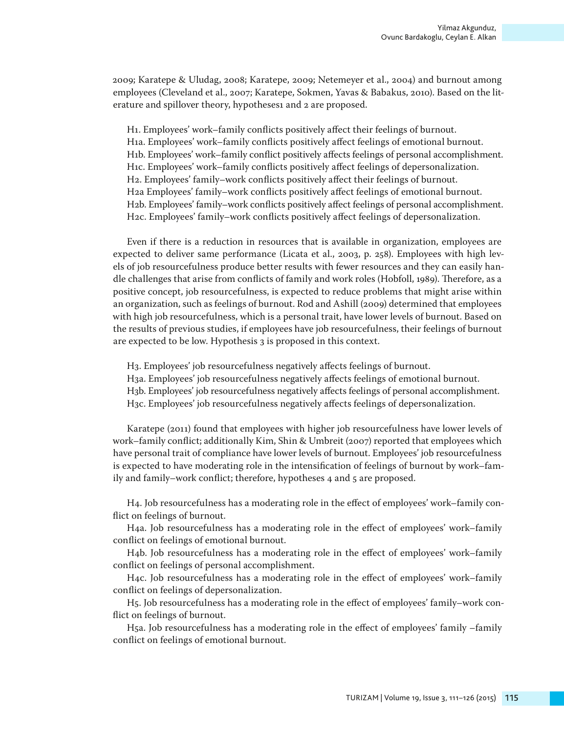2009; Karatepe & Uludag, 2008; Karatepe, 2009; Netemeyer et al., 2004) and burnout among employees (Cleveland et al., 2007; Karatepe, Sokmen, Yavas & Babakus, 2010). Based on the literature and spillover theory, hypotheses1 and 2 are proposed.

H1. Employees' work–family conflicts positively affect their feelings of burnout.
H1a. Employees' work–family conflicts positively affect feelings of emotional burnout.
H1b. Employees' work–family conflict positively affects feelings of personal accomplishment.
H1c. Employees' work–family conflicts positively affect feelings of depersonalization.
H2. Employees' family–work conflicts positively affect their feelings of burnout.
H2a Employees' family–work conflicts positively affect feelings of emotional burnout.
H2b. Employees' family–work conflicts positively affect feelings of personal accomplishment.
H2c. Employees' family–work conflicts positively affect feelings of depersonalization.

Even if there is a reduction in resources that is available in organization, employees are expected to deliver same performance (Licata et al., 2003, p. 258). Employees with high levels of job resourcefulness produce better results with fewer resources and they can easily handle challenges that arise from conflicts of family and work roles (Hobfoll, 1989). Therefore, as a positive concept, job resourcefulness, is expected to reduce problems that might arise within an organization, such as feelings of burnout. Rod and Ashill (2009) determined that employees with high job resourcefulness, which is a personal trait, have lower levels of burnout. Based on the results of previous studies, if employees have job resourcefulness, their feelings of burnout are expected to be low. Hypothesis 3 is proposed in this context.

H3. Employees' job resourcefulness negatively affects feelings of burnout.
H3a. Employees' job resourcefulness negatively affects feelings of emotional burnout.
H3b. Employees' job resourcefulness negatively affects feelings of personal accomplishment.
H3c. Employees' job resourcefulness negatively affects feelings of depersonalization.

Karatepe (2011) found that employees with higher job resourcefulness have lower levels of work–family conflict; additionally Kim, Shin & Umbreit (2007) reported that employees which have personal trait of compliance have lower levels of burnout. Employees' job resourcefulness is expected to have moderating role in the intensification of feelings of burnout by work–family and family–work conflict; therefore, hypotheses 4 and 5 are proposed.

H4. Job resourcefulness has a moderating role in the effect of employees' work–family conflict on feelings of burnout.

H4a. Job resourcefulness has a moderating role in the effect of employees' work–family conflict on feelings of emotional burnout.

H4b. Job resourcefulness has a moderating role in the effect of employees' work–family conflict on feelings of personal accomplishment.

H4c. Job resourcefulness has a moderating role in the effect of employees' work–family conflict on feelings of depersonalization.

H5. Job resourcefulness has a moderating role in the effect of employees' family–work conflict on feelings of burnout.

H5a. Job resourcefulness has a moderating role in the effect of employees' family –family conflict on feelings of emotional burnout.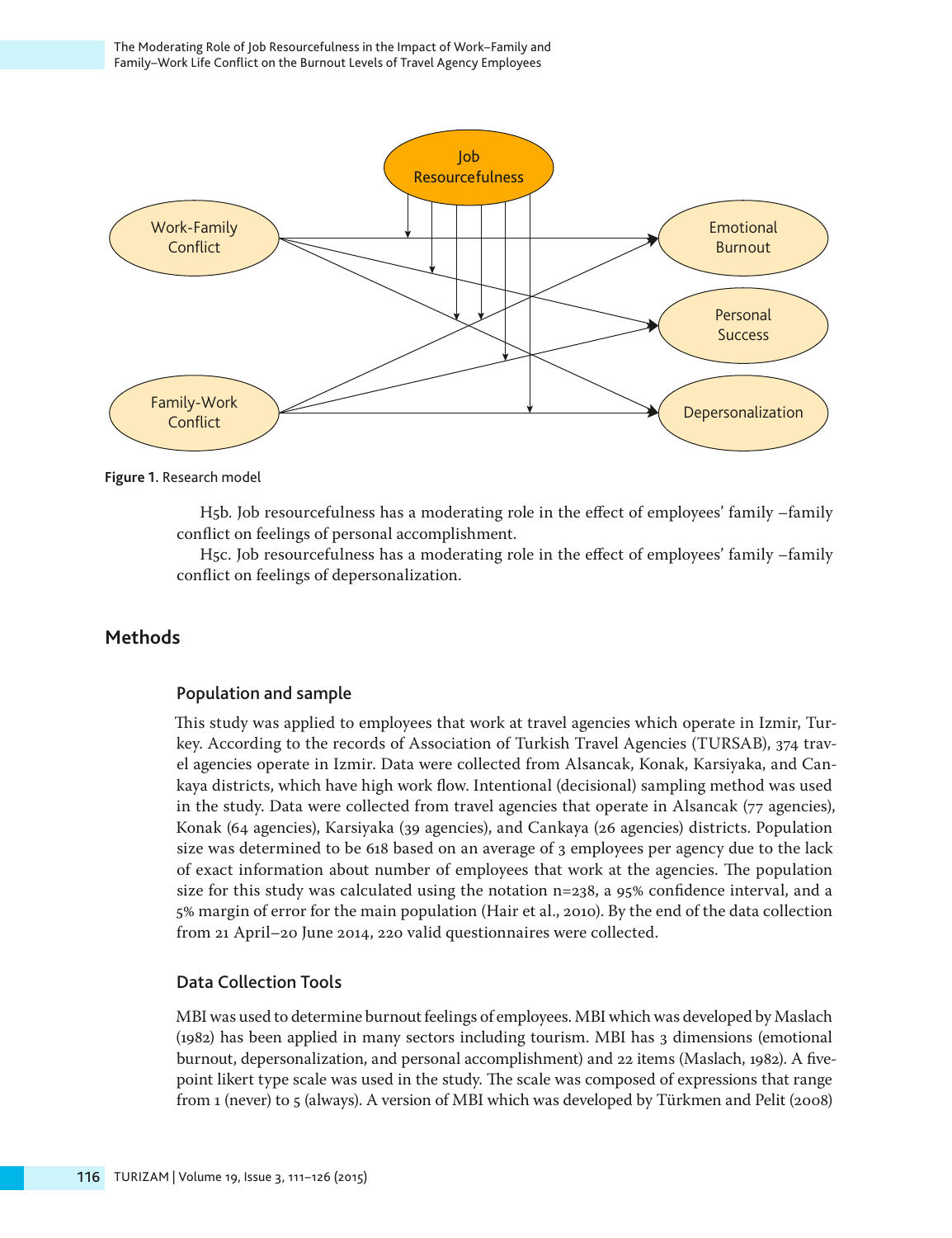Figure 1. Research model

H5b. Job resourcefulness has a moderating role in the effect of employees' family –family conflict on feelings of personal accomplishment.

H5c. Job resourcefulness has a moderating role in the effect of employees' family –family conflict on feelings of depersonalization.

## Methods

### Population and sample

This study was applied to employees that work at travel agencies which operate in Izmir, Turkey. According to the records of Association of Turkish Travel Agencies (TURSAB), 374 travel agencies operate in Izmir. Data were collected from Alsancak, Konak, Karsiyaka, and Cankaya districts, which have high work flow. Intentional (decisional) sampling method was used in the study. Data were collected from travel agencies that operate in Alsancak (77 agencies), Konak (64 agencies), Karsiyaka (39 agencies), and Cankaya (26 agencies) districts. Population size was determined to be 618 based on an average of 3 employees per agency due to the lack of exact information about number of employees that work at the agencies. The population size for this study was calculated using the notation n=238, a 95% confidence interval, and a 5% margin of error for the main population (Hair et al., 2010). By the end of the data collection from 21 April–20 June 2014, 220 valid questionnaires were collected.

### Data Collection Tools

MBI was used to determine burnout feelings of employees. MBI which was developed by Maslach (1982) has been applied in many sectors including tourism. MBI has 3 dimensions (emotional burnout, depersonalization, and personal accomplishment) and 22 items (Maslach, 1982). A five-point likert type scale was used in the study. The scale was composed of expressions that range from 1 (never) to 5 (always). A version of MBI which was developed by Türkmen and Pelit (2008)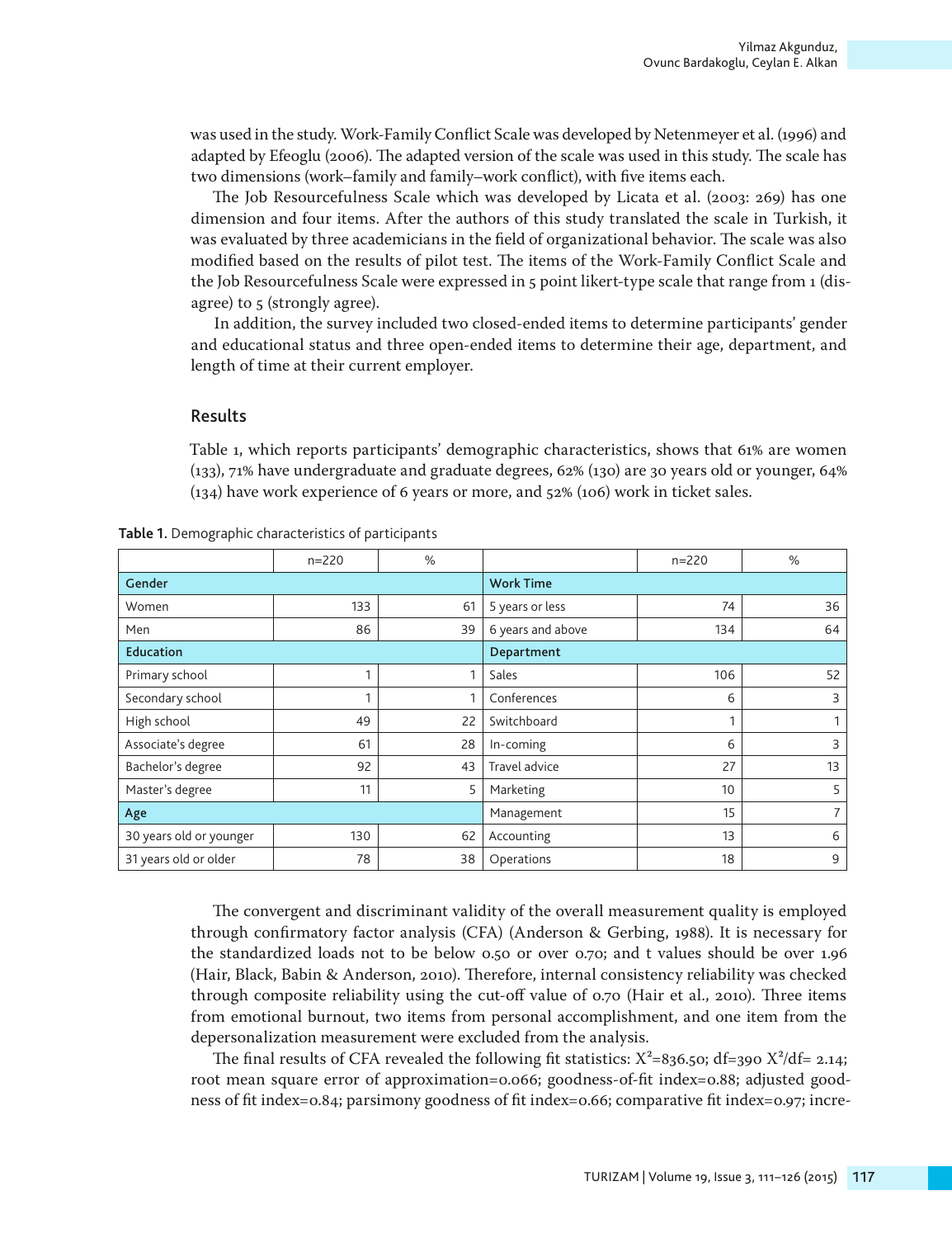was used in the study. Work-Family Conflict Scale was developed by Netenmeyer et al. (1996) and adapted by Efeoglu (2006). The adapted version of the scale was used in this study. The scale has two dimensions (work–family and family–work conflict), with five items each.

The Job Resourcefulness Scale which was developed by Licata et al. (2003: 269) has one dimension and four items. After the authors of this study translated the scale in Turkish, it was evaluated by three academicians in the field of organizational behavior. The scale was also modified based on the results of pilot test. The items of the Work-Family Conflict Scale and the Job Resourcefulness Scale were expressed in 5 point likert-type scale that range from 1 (disagree) to 5 (strongly agree).

In addition, the survey included two closed-ended items to determine participants' gender and educational status and three open-ended items to determine their age, department, and length of time at their current employer.

## Results

Table 1, which reports participants' demographic characteristics, shows that 61% are women (133), 71% have undergraduate and graduate degrees, 62% (130) are 30 years old or younger, 64% (134) have work experience of 6 years or more, and 52% (106) work in ticket sales.

**Table 1.** Demographic characteristics of participants

| | n=220 | % | | n=220 | % |
|---|---|---|---|---|---|
| **Gender** | | | **Work Time** | | |
| Women | 133 | 61 | 5 years or less | 74 | 36 |
| Men | 86 | 39 | 6 years and above | 134 | 64 |
| **Education** | | | **Department** | | |
| Primary school | 1 | 1 | Sales | 106 | 52 |
| Secondary school | 1 | 1 | Conferences | 6 | 3 |
| High school | 49 | 22 | Switchboard | 1 | 1 |
| Associate's degree | 61 | 28 | In-coming | 6 | 3 |
| Bachelor's degree | 92 | 43 | Travel advice | 27 | 13 |
| Master's degree | 11 | 5 | Marketing | 10 | 5 |
| **Age** | | | Management | 15 | 7 |
| 30 years old or younger | 130 | 62 | Accounting | 13 | 6 |
| 31 years old or older | 78 | 38 | Operations | 18 | 9 |

The convergent and discriminant validity of the overall measurement quality is employed through confirmatory factor analysis (CFA) (Anderson & Gerbing, 1988). It is necessary for the standardized loads not to be below 0.50 or over 0.70; and t values should be over 1.96 (Hair, Black, Babin & Anderson, 2010). Therefore, internal consistency reliability was checked through composite reliability using the cut-off value of 0.70 (Hair et al., 2010). Three items from emotional burnout, two items from personal accomplishment, and one item from the depersonalization measurement were excluded from the analysis.

The final results of CFA revealed the following fit statistics: $X^2$=836.50; df=390 $X^2$/df= 2.14; root mean square error of approximation=0.066; goodness-of-fit index=0.88; adjusted goodness of fit index=0.84; parsimony goodness of fit index=0.66; comparative fit index=0.97; incre-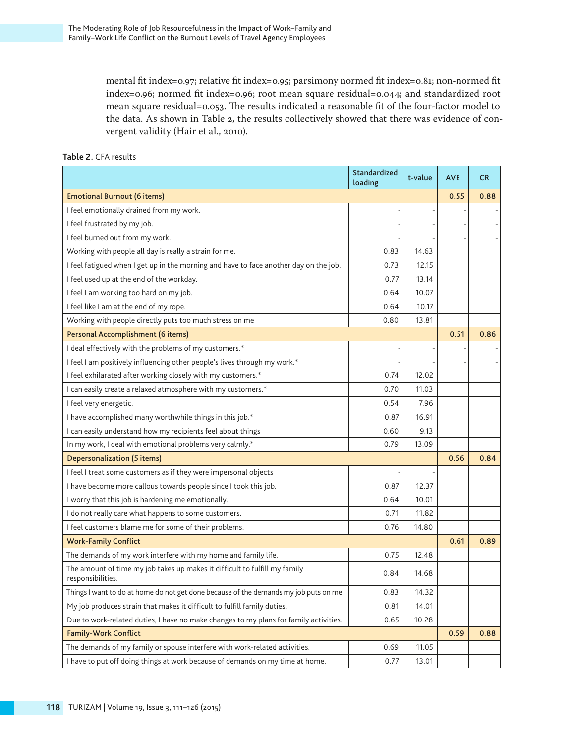mental fit index=0.97; relative fit index=0.95; parsimony normed fit index=0.81; non-normed fit index=0.96; normed fit index=0.96; root mean square residual=0.044; and standardized root mean square residual=0.053. The results indicated a reasonable fit of the four-factor model to the data. As shown in Table 2, the results collectively showed that there was evidence of convergent validity (Hair et al., 2010).

**Table 2.** CFA results

| | Standardized loading | t-value | AVE | CR |
|---|---|---|---|---|
| **Emotional Burnout (6 items)** | | | **0.55** | **0.88** |
| I feel emotionally drained from my work. | - | - | - | - |
| I feel frustrated by my job. | - | - | - | - |
| I feel burned out from my work. | - | - | - | - |
| Working with people all day is really a strain for me. | 0.83 | 14.63 | | |
| I feel fatigued when I get up in the morning and have to face another day on the job. | 0.73 | 12.15 | | |
| I feel used up at the end of the workday. | 0.77 | 13.14 | | |
| I feel I am working too hard on my job. | 0.64 | 10.07 | | |
| I feel like I am at the end of my rope. | 0.64 | 10.17 | | |
| Working with people directly puts too much stress on me | 0.80 | 13.81 | | |
| **Personal Accomplishment (6 items)** | | | **0.51** | **0.86** |
| I deal effectively with the problems of my customers.* | - | - | - | - |
| I feel I am positively influencing other people's lives through my work.* | - | - | - | - |
| I feel exhilarated after working closely with my customers.* | 0.74 | 12.02 | | |
| I can easily create a relaxed atmosphere with my customers.* | 0.70 | 11.03 | | |
| I feel very energetic. | 0.54 | 7.96 | | |
| I have accomplished many worthwhile things in this job.* | 0.87 | 16.91 | | |
| I can easily understand how my recipients feel about things | 0.60 | 9.13 | | |
| In my work, I deal with emotional problems very calmly.* | 0.79 | 13.09 | | |
| **Depersonalization (5 items)** | | | **0.56** | **0.84** |
| I feel I treat some customers as if they were impersonal objects | - | - | | |
| I have become more callous towards people since I took this job. | 0.87 | 12.37 | | |
| I worry that this job is hardening me emotionally. | 0.64 | 10.01 | | |
| I do not really care what happens to some customers. | 0.71 | 11.82 | | |
| I feel customers blame me for some of their problems. | 0.76 | 14.80 | | |
| **Work-Family Conflict** | | | **0.61** | **0.89** |
| The demands of my work interfere with my home and family life. | 0.75 | 12.48 | | |
| The amount of time my job takes up makes it difficult to fulfill my family responsibilities. | 0.84 | 14.68 | | |
| Things I want to do at home do not get done because of the demands my job puts on me. | 0.83 | 14.32 | | |
| My job produces strain that makes it difficult to fulfill family duties. | 0.81 | 14.01 | | |
| Due to work-related duties, I have no make changes to my plans for family activities. | 0.65 | 10.28 | | |
| **Family-Work Conflict** | | | **0.59** | **0.88** |
| The demands of my family or spouse interfere with work-related activities. | 0.69 | 11.05 | | |
| I have to put off doing things at work because of demands on my time at home. | 0.77 | 13.01 | | |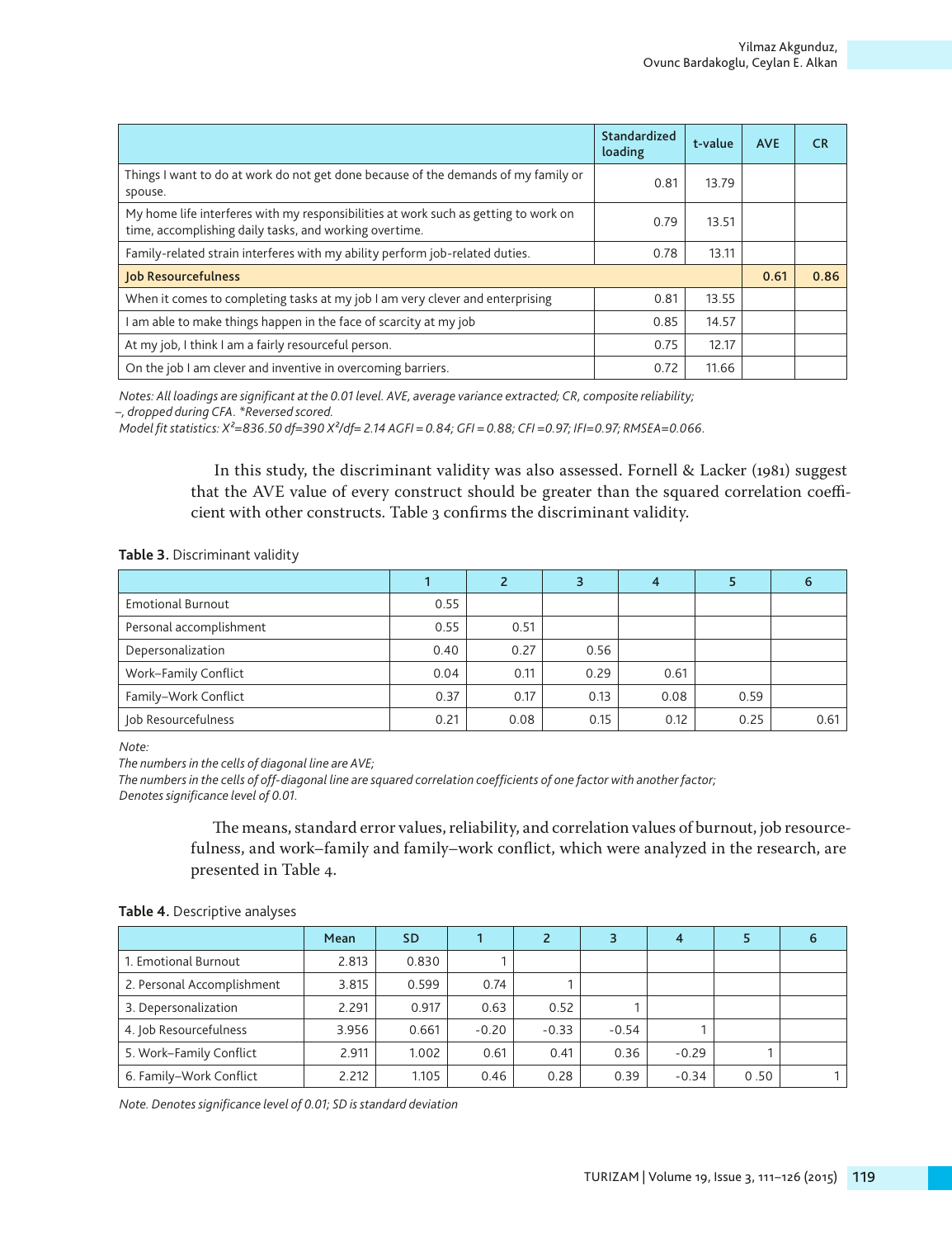| | Standardized loading | t-value | AVE | CR |
|---|---|---|---|---|
| Things I want to do at work do not get done because of the demands of my family or spouse. | 0.81 | 13.79 | | |
| My home life interferes with my responsibilities at work such as getting to work on time, accomplishing daily tasks, and working overtime. | 0.79 | 13.51 | | |
| Family-related strain interferes with my ability perform job-related duties. | 0.78 | 13.11 | | |
| **Job Resourcefulness** | | | **0.61** | **0.86** |
| When it comes to completing tasks at my job I am very clever and enterprising | 0.81 | 13.55 | | |
| I am able to make things happen in the face of scarcity at my job | 0.85 | 14.57 | | |
| At my job, I think I am a fairly resourceful person. | 0.75 | 12.17 | | |
| On the job I am clever and inventive in overcoming barriers. | 0.72 | 11.66 | | |

*Notes: All loadings are significant at the 0.01 level. AVE, average variance extracted; CR, composite reliability; –, dropped during CFA. *Reversed scored.*
*Model fit statistics: $X^2$=836.50 df=390 $X^2$/df= 2.14 AGFI = 0.84; GFI = 0.88; CFI =0.97; IFI=0.97; RMSEA=0.066.*

In this study, the discriminant validity was also assessed. Fornell & Lacker (1981) suggest that the AVE value of every construct should be greater than the squared correlation coefficient with other constructs. Table 3 confirms the discriminant validity.

**Table 3.** Discriminant validity

| | 1 | 2 | 3 | 4 | 5 | 6 |
|---|---|---|---|---|---|---|
| Emotional Burnout | 0.55 | | | | | |
| Personal accomplishment | 0.55 | 0.51 | | | | |
| Depersonalization | 0.40 | 0.27 | 0.56 | | | |
| Work–Family Conflict | 0.04 | 0.11 | 0.29 | 0.61 | | |
| Family–Work Conflict | 0.37 | 0.17 | 0.13 | 0.08 | 0.59 | |
| Job Resourcefulness | 0.21 | 0.08 | 0.15 | 0.12 | 0.25 | 0.61 |

*Note:*
*The numbers in the cells of diagonal line are AVE;*
*The numbers in the cells of off-diagonal line are squared correlation coefficients of one factor with another factor;*
*Denotes significance level of 0.01.*

The means, standard error values, reliability, and correlation values of burnout, job resourcefulness, and work–family and family–work conflict, which were analyzed in the research, are presented in Table 4.

**Table 4.** Descriptive analyses

| | Mean | SD | 1 | 2 | 3 | 4 | 5 | 6 |
|---|---|---|---|---|---|---|---|---|
| 1. Emotional Burnout | 2.813 | 0.830 | 1 | | | | | |
| 2. Personal Accomplishment | 3.815 | 0.599 | 0.74 | 1 | | | | |
| 3. Depersonalization | 2.291 | 0.917 | 0.63 | 0.52 | 1 | | | |
| 4. Job Resourcefulness | 3.956 | 0.661 | -0.20 | -0.33 | -0.54 | 1 | | |
| 5. Work–Family Conflict | 2.911 | 1.002 | 0.61 | 0.41 | 0.36 | -0.29 | 1 | |
| 6. Family–Work Conflict | 2.212 | 1.105 | 0.46 | 0.28 | 0.39 | -0.34 | 0 .50 | 1 |

*Note. Denotes significance level of 0.01; SD is standard deviation*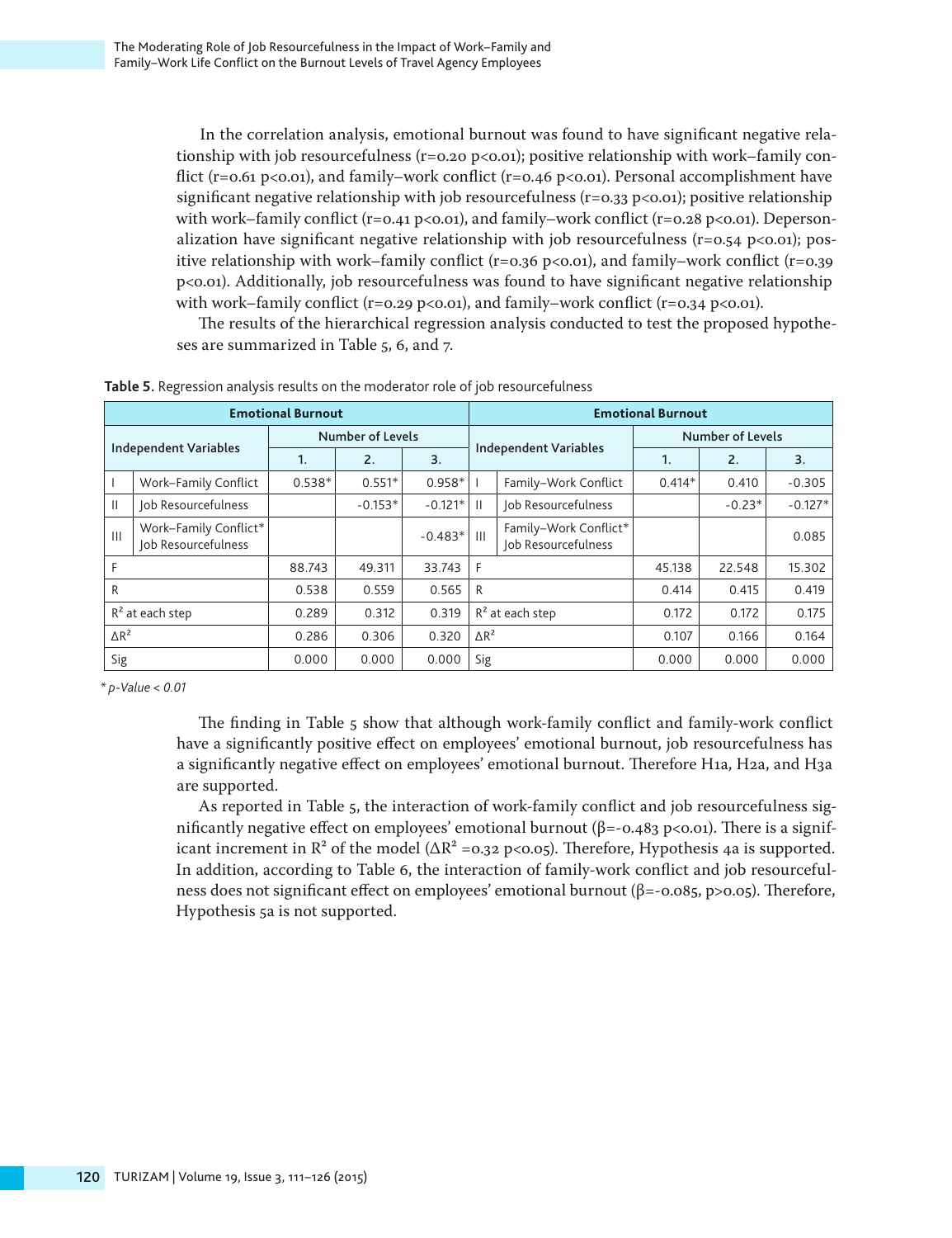In the correlation analysis, emotional burnout was found to have significant negative relationship with job resourcefulness ($r=0.20$ $p<0.01$); positive relationship with work–family conflict ($r=0.61$ $p<0.01$), and family–work conflict ($r=0.46$ $p<0.01$). Personal accomplishment have significant negative relationship with job resourcefulness ($r=0.33$ $p<0.01$); positive relationship with work–family conflict ($r=0.41$ $p<0.01$), and family–work conflict ($r=0.28$ $p<0.01$). Depersonalization have significant negative relationship with job resourcefulness ($r=0.54$ $p<0.01$); positive relationship with work–family conflict ($r=0.36$ $p<0.01$), and family–work conflict ($r=0.39$ $p<0.01$). Additionally, job resourcefulness was found to have significant negative relationship with work–family conflict ($r=0.29$ $p<0.01$), and family–work conflict ($r=0.34$ $p<0.01$).

The results of the hierarchical regression analysis conducted to test the proposed hypotheses are summarized in Table 5, 6, and 7.

**Table 5.** Regression analysis results on the moderator role of job resourcefulness

| **Emotional Burnout** | | | | | **Emotional Burnout** | | | | |
|---|---|---|---|---|---|---|---|---|---|
| Independent Variables | | Number of Levels | | | Independent Variables | | Number of Levels | | |
| | | 1. | 2. | 3. | | | 1. | 2. | 3. |
| I | Work–Family Conflict | 0.538* | 0.551* | 0.958* | I | Family–Work Conflict | 0.414* | 0.410 | -0.305 |
| II | Job Resourcefulness | | -0.153* | -0.121* | II | Job Resourcefulness | | -0.23* | -0.127* |
| III | Work–Family Conflict* Job Resourcefulness | | | -0.483* | III | Family–Work Conflict* Job Resourcefulness | | | 0.085 |
| F | | 88.743 | 49.311 | 33.743 | F | | 45.138 | 22.548 | 15.302 |
| R | | 0.538 | 0.559 | 0.565 | R | | 0.414 | 0.415 | 0.419 |
| $R^2$ at each step | | 0.289 | 0.312 | 0.319 | $R^2$ at each step | | 0.172 | 0.172 | 0.175 |
| $\Delta R^2$ | | 0.286 | 0.306 | 0.320 | $\Delta R^2$ | | 0.107 | 0.166 | 0.164 |
| Sig | | 0.000 | 0.000 | 0.000 | Sig | | 0.000 | 0.000 | 0.000 |

*\* p-Value < 0.01*

The finding in Table 5 show that although work-family conflict and family-work conflict have a significantly positive effect on employees' emotional burnout, job resourcefulness has a significantly negative effect on employees' emotional burnout. Therefore H1a, H2a, and H3a are supported.

As reported in Table 5, the interaction of work-family conflict and job resourcefulness significantly negative effect on employees' emotional burnout ($\beta=-0.483$ $p<0.01$). There is a significant increment in $R^2$ of the model ($\Delta R^2=0.32$ $p<0.05$). Therefore, Hypothesis 4a is supported. In addition, according to Table 6, the interaction of family-work conflict and job resourcefulness does not significant effect on employees' emotional burnout ($\beta=-0.085$, $p>0.05$). Therefore, Hypothesis 5a is not supported.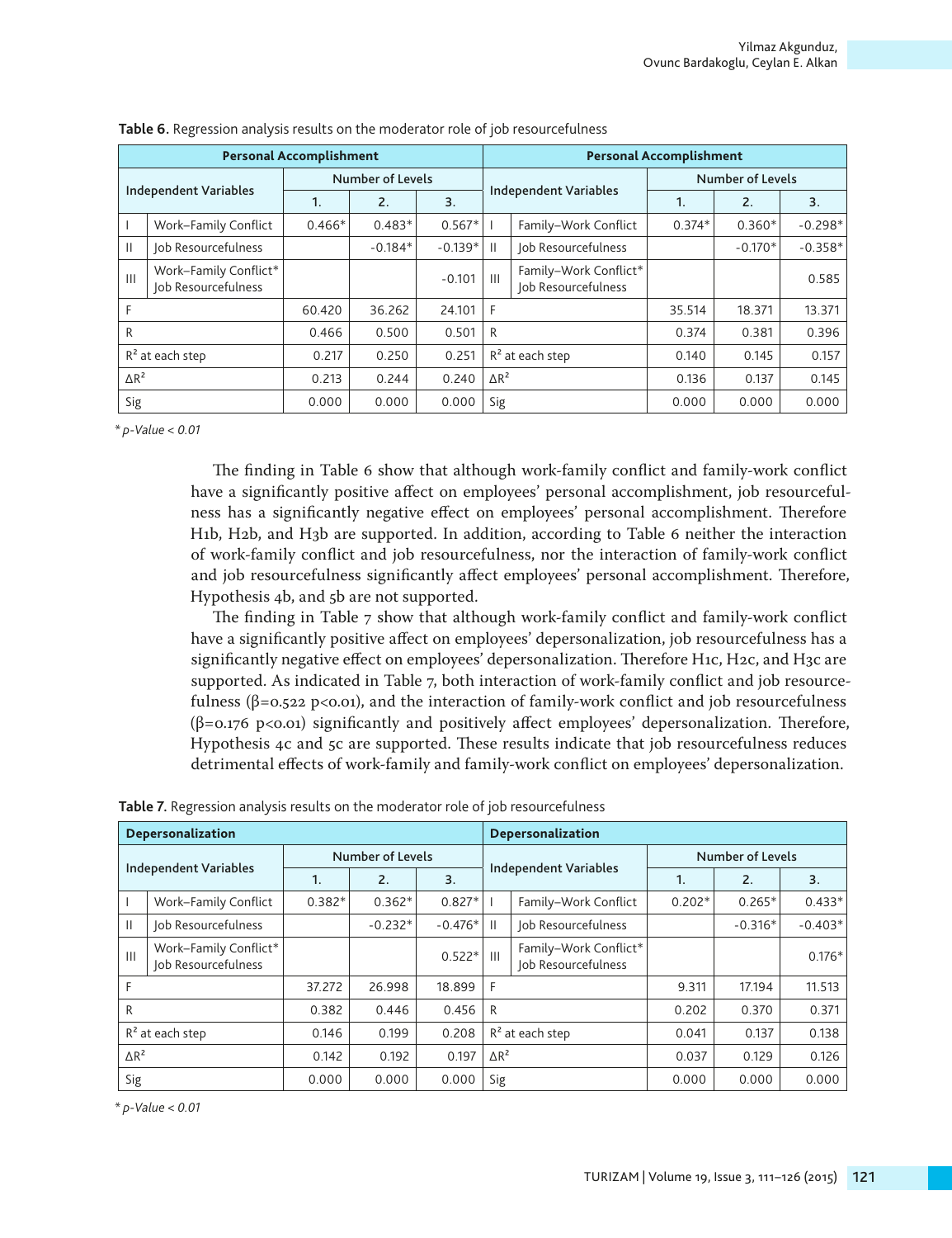**Table 6.** Regression analysis results on the moderator role of job resourcefulness

| Personal Accomplishment | | | | | Personal Accomplishment | | | | |
|---|---|---|---|---|---|---|---|---|---|
| Independent Variables | | Number of Levels | | | Independent Variables | | Number of Levels | | |
| | | 1. | 2. | 3. | | | 1. | 2. | 3. |
| I | Work–Family Conflict | 0.466* | 0.483* | 0.567* | I | Family–Work Conflict | 0.374* | 0.360* | -0.298* |
| II | Job Resourcefulness | | -0.184* | -0.139* | II | Job Resourcefulness | | -0.170* | -0.358* |
| III | Work–Family Conflict* Job Resourcefulness | | | -0.101 | III | Family–Work Conflict* Job Resourcefulness | | | 0.585 |
| F | | 60.420 | 36.262 | 24.101 | F | | 35.514 | 18.371 | 13.371 |
| R | | 0.466 | 0.500 | 0.501 | R | | 0.374 | 0.381 | 0.396 |
| $R^2$ at each step | | 0.217 | 0.250 | 0.251 | $R^2$ at each step | | 0.140 | 0.145 | 0.157 |
| $\Delta R^2$ | | 0.213 | 0.244 | 0.240 | $\Delta R^2$ | | 0.136 | 0.137 | 0.145 |
| Sig | | 0.000 | 0.000 | 0.000 | Sig | | 0.000 | 0.000 | 0.000 |

*\* p-Value < 0.01*

The finding in Table 6 show that although work-family conflict and family-work conflict have a significantly positive affect on employees' personal accomplishment, job resourcefulness has a significantly negative effect on employees' personal accomplishment. Therefore H1b, H2b, and H3b are supported. In addition, according to Table 6 neither the interaction of work-family conflict and job resourcefulness, nor the interaction of family-work conflict and job resourcefulness significantly affect employees' personal accomplishment. Therefore, Hypothesis 4b, and 5b are not supported.

The finding in Table 7 show that although work-family conflict and family-work conflict have a significantly positive affect on employees' depersonalization, job resourcefulness has a significantly negative effect on employees' depersonalization. Therefore H1c, H2c, and H3c are supported. As indicated in Table 7, both interaction of work-family conflict and job resourcefulness (β=0.522 $p<0.01$), and the interaction of family-work conflict and job resourcefulness (β=0.176 $p<0.01$) significantly and positively affect employees' depersonalization. Therefore, Hypothesis 4c and 5c are supported. These results indicate that job resourcefulness reduces detrimental effects of work-family and family-work conflict on employees' depersonalization.

**Table 7.** Regression analysis results on the moderator role of job resourcefulness

| Depersonalization | | | | | Depersonalization | | | | |
|---|---|---|---|---|---|---|---|---|---|
| Independent Variables | | Number of Levels | | | Independent Variables | | Number of Levels | | |
| | | 1. | 2. | 3. | | | 1. | 2. | 3. |
| I | Work–Family Conflict | 0.382* | 0.362* | 0.827* | I | Family–Work Conflict | 0.202* | 0.265* | 0.433* |
| II | Job Resourcefulness | | -0.232* | -0.476* | II | Job Resourcefulness | | -0.316* | -0.403* |
| III | Work–Family Conflict* Job Resourcefulness | | | 0.522* | III | Family–Work Conflict* Job Resourcefulness | | | 0.176* |
| F | | 37.272 | 26.998 | 18.899 | F | | 9.311 | 17.194 | 11.513 |
| R | | 0.382 | 0.446 | 0.456 | R | | 0.202 | 0.370 | 0.371 |
| $R^2$ at each step | | 0.146 | 0.199 | 0.208 | $R^2$ at each step | | 0.041 | 0.137 | 0.138 |
| $\Delta R^2$ | | 0.142 | 0.192 | 0.197 | $\Delta R^2$ | | 0.037 | 0.129 | 0.126 |
| Sig | | 0.000 | 0.000 | 0.000 | Sig | | 0.000 | 0.000 | 0.000 |

*\* p-Value < 0.01*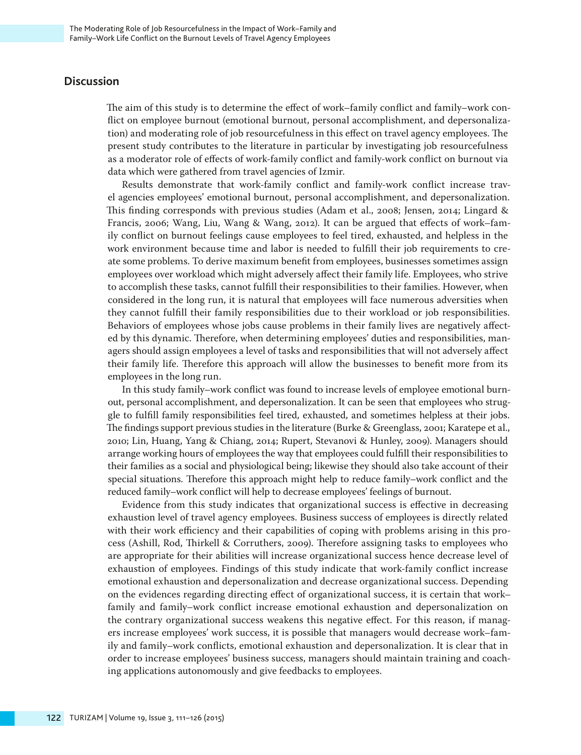## Discussion

The aim of this study is to determine the effect of work–family conflict and family–work conflict on employee burnout (emotional burnout, personal accomplishment, and depersonalization) and moderating role of job resourcefulness in this effect on travel agency employees. The present study contributes to the literature in particular by investigating job resourcefulness as a moderator role of effects of work-family conflict and family-work conflict on burnout via data which were gathered from travel agencies of Izmir.

Results demonstrate that work-family conflict and family-work conflict increase travel agencies employees' emotional burnout, personal accomplishment, and depersonalization. This finding corresponds with previous studies (Adam et al., 2008; Jensen, 2014; Lingard & Francis, 2006; Wang, Liu, Wang & Wang, 2012). It can be argued that effects of work–family conflict on burnout feelings cause employees to feel tired, exhausted, and helpless in the work environment because time and labor is needed to fulfill their job requirements to create some problems. To derive maximum benefit from employees, businesses sometimes assign employees over workload which might adversely affect their family life. Employees, who strive to accomplish these tasks, cannot fulfill their responsibilities to their families. However, when considered in the long run, it is natural that employees will face numerous adversities when they cannot fulfill their family responsibilities due to their workload or job responsibilities. Behaviors of employees whose jobs cause problems in their family lives are negatively affected by this dynamic. Therefore, when determining employees' duties and responsibilities, managers should assign employees a level of tasks and responsibilities that will not adversely affect their family life. Therefore this approach will allow the businesses to benefit more from its employees in the long run.

In this study family–work conflict was found to increase levels of employee emotional burnout, personal accomplishment, and depersonalization. It can be seen that employees who struggle to fulfill family responsibilities feel tired, exhausted, and sometimes helpless at their jobs. The findings support previous studies in the literature (Burke & Greenglass, 2001; Karatepe et al., 2010; Lin, Huang, Yang & Chiang, 2014; Rupert, Stevanovi & Hunley, 2009). Managers should arrange working hours of employees the way that employees could fulfill their responsibilities to their families as a social and physiological being; likewise they should also take account of their special situations. Therefore this approach might help to reduce family–work conflict and the reduced family–work conflict will help to decrease employees' feelings of burnout.

Evidence from this study indicates that organizational success is effective in decreasing exhaustion level of travel agency employees. Business success of employees is directly related with their work efficiency and their capabilities of coping with problems arising in this process (Ashill, Rod, Thirkell & Corruthers, 2009). Therefore assigning tasks to employees who are appropriate for their abilities will increase organizational success hence decrease level of exhaustion of employees. Findings of this study indicate that work-family conflict increase emotional exhaustion and depersonalization and decrease organizational success. Depending on the evidences regarding directing effect of organizational success, it is certain that work–family and family–work conflict increase emotional exhaustion and depersonalization on the contrary organizational success weakens this negative effect. For this reason, if managers increase employees' work success, it is possible that managers would decrease work–family and family–work conflicts, emotional exhaustion and depersonalization. It is clear that in order to increase employees' business success, managers should maintain training and coaching applications autonomously and give feedbacks to employees.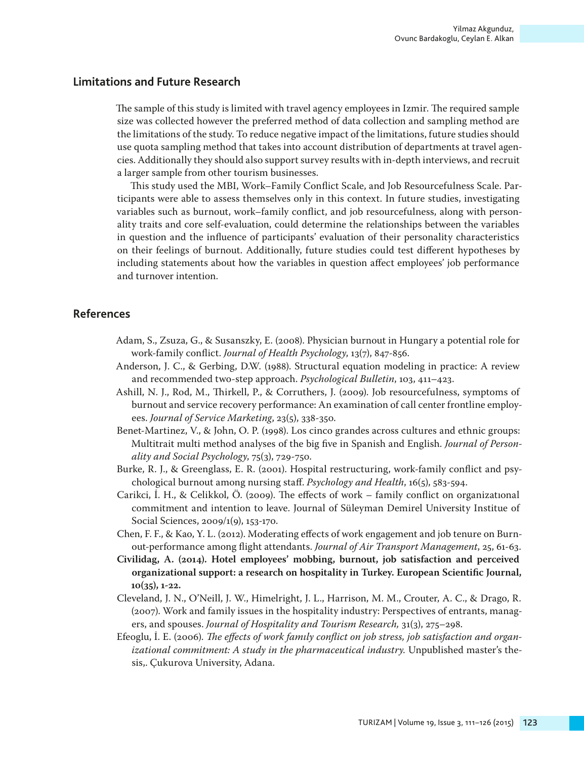## Limitations and Future Research

The sample of this study is limited with travel agency employees in Izmir. The required sample size was collected however the preferred method of data collection and sampling method are the limitations of the study. To reduce negative impact of the limitations, future studies should use quota sampling method that takes into account distribution of departments at travel agencies. Additionally they should also support survey results with in-depth interviews, and recruit a larger sample from other tourism businesses.

This study used the MBI, Work–Family Conflict Scale, and Job Resourcefulness Scale. Participants were able to assess themselves only in this context. In future studies, investigating variables such as burnout, work–family conflict, and job resourcefulness, along with personality traits and core self-evaluation, could determine the relationships between the variables in question and the influence of participants' evaluation of their personality characteristics on their feelings of burnout. Additionally, future studies could test different hypotheses by including statements about how the variables in question affect employees' job performance and turnover intention.

## References

Adam, S., Zsuza, G., & Susanszky, E. (2008). Physician burnout in Hungary a potential role for work-family conflict. *Journal of Health Psychology*, 13(7), 847-856.

Anderson, J. C., & Gerbing, D.W. (1988). Structural equation modeling in practice: A review and recommended two-step approach. *Psychological Bulletin*, 103, 411–423.

Ashill, N. J., Rod, M., Thirkell, P., & Corruthers, J. (2009). Job resourcefulness, symptoms of burnout and service recovery performance: An examination of call center frontline employees. *Journal of Service Marketing*, 23(5), 338-350.

Benet-Martinez, V., & John, O. P. (1998). Los cinco grandes across cultures and ethnic groups: Multitrait multi method analyses of the big five in Spanish and English. *Journal of Personality and Social Psychology*, 75(3), 729-750.

Burke, R. J., & Greenglass, E. R. (2001). Hospital restructuring, work-family conflict and psychological burnout among nursing staff. *Psychology and Health*, 16(5), 583-594.

Carikci, İ. H., & Celikkol, Ö. (2009). The effects of work – family conflict on organizatıonal commitment and intention to leave. Journal of Süleyman Demirel University Institue of Social Sciences, 2009/1(9), 153-170.

Chen, F. F., & Kao, Y. L. (2012). Moderating effects of work engagement and job tenure on Burnout-performance among flight attendants. *Journal of Air Transport Management*, 25, 61-63.

**Civilidag, A. (2014). Hotel employees' mobbing, burnout, job satisfaction and perceived organizational support: a research on hospitality in Turkey. European Scientific Journal, 10(35), 1-22.**

Cleveland, J. N., O'Neill, J. W., Himelright, J. L., Harrison, M. M., Crouter, A. C., & Drago, R. (2007). Work and family issues in the hospitality industry: Perspectives of entrants, managers, and spouses. *Journal of Hospitality and Tourism Research,* 31(3), 275–298.

Efeoglu, İ. E. (2006). *The effects of work famıly conflict on job stress, job satisfaction and organizational commitment: A study in the pharmaceutical industry.* Unpublished master's thesis,. Çukurova University, Adana.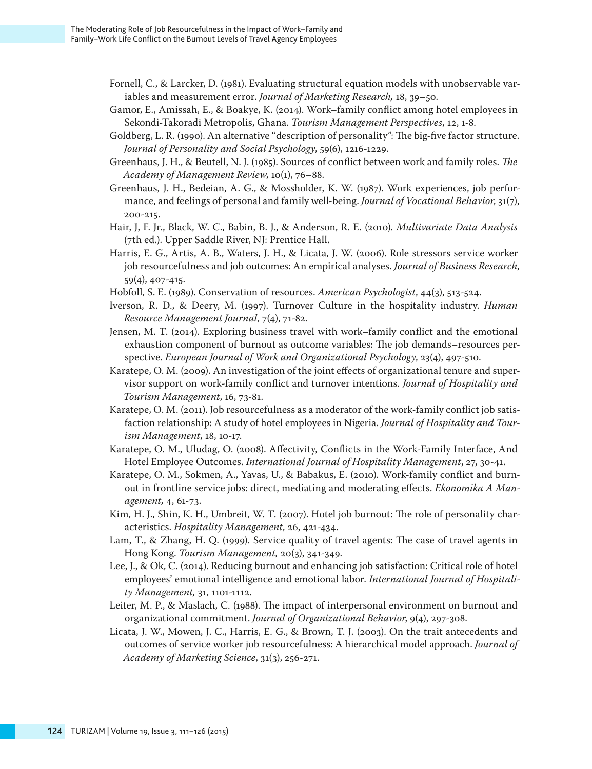Fornell, C., & Larcker, D. (1981). Evaluating structural equation models with unobservable variables and measurement error. *Journal of Marketing Research,* 18, 39–50.

Gamor, E., Amissah, E., & Boakye, K. (2014). Work–family conflict among hotel employees in Sekondi-Takoradi Metropolis, Ghana. *Tourism Management Perspectives*, 12, 1-8.

Goldberg, L. R. (1990). An alternative "description of personality": The big-five factor structure. *Journal of Personality and Social Psychology*, 59(6), 1216-1229.

Greenhaus, J. H., & Beutell, N. J. (1985). Sources of conflict between work and family roles. *The Academy of Management Review*, 10(1), 76–88.

Greenhaus, J. H., Bedeian, A. G., & Mossholder, K. W. (1987). Work experiences, job performance, and feelings of personal and family well-being. *Journal of Vocational Behavior*, 31(7), 200-215.

Hair, J, F. Jr., Black, W. C., Babin, B. J., & Anderson, R. E. (2010). *Multivariate Data Analysis* (7th ed.). Upper Saddle River, NJ: Prentice Hall.

Harris, E. G., Artis, A. B., Waters, J. H., & Licata, J. W. (2006). Role stressors service worker job resourcefulness and job outcomes: An empirical analyses. *Journal of Business Research*, 59(4), 407-415.

Hobfoll, S. E. (1989). Conservation of resources. *American Psychologist*, 44(3), 513-524.

Iverson, R. D., & Deery, M. (1997). Turnover Culture in the hospitality industry. *Human Resource Management Journal*, 7(4), 71-82.

Jensen, M. T. (2014). Exploring business travel with work–family conflict and the emotional exhaustion component of burnout as outcome variables: The job demands–resources perspective. *European Journal of Work and Organizational Psychology*, 23(4), 497-510.

Karatepe, O. M. (2009). An investigation of the joint effects of organizational tenure and supervisor support on work-family conflict and turnover intentions. *Journal of Hospitality and Tourism Management*, 16, 73-81.

Karatepe, O. M. (2011). Job resourcefulness as a moderator of the work-family conflict job satisfaction relationship: A study of hotel employees in Nigeria. *Journal of Hospitality and Tourism Management*, 18, 10-17.

Karatepe, O. M., Uludag, O. (2008). Affectivity, Conflicts in the Work-Family Interface, And Hotel Employee Outcomes. *International Journal of Hospitality Management*, 27, 30-41.

Karatepe, O. M., Sokmen, A., Yavas, U., & Babakus, E. (2010). Work-family conflict and burnout in frontline service jobs: direct, mediating and moderating effects. *Ekonomika A Management,* 4, 61-73.

Kim, H. J., Shin, K. H., Umbreit, W. T. (2007). Hotel job burnout: The role of personality characteristics. *Hospitality Management*, 26, 421-434.

Lam, T., & Zhang, H. Q. (1999). Service quality of travel agents: The case of travel agents in Hong Kong. *Tourism Management,* 20(3), 341-349.

Lee, J., & Ok, C. (2014). Reducing burnout and enhancing job satisfaction: Critical role of hotel employees' emotional intelligence and emotional labor. *International Journal of Hospitality Management,* 31, 1101-1112.

Leiter, M. P., & Maslach, C. (1988). The impact of interpersonal environment on burnout and organizational commitment. *Journal of Organizational Behavior*, 9(4), 297-308.

Licata, J. W., Mowen, J. C., Harris, E. G., & Brown, T. J. (2003). On the trait antecedents and outcomes of service worker job resourcefulness: A hierarchical model approach. *Journal of Academy of Marketing Science*, 31(3), 256-271.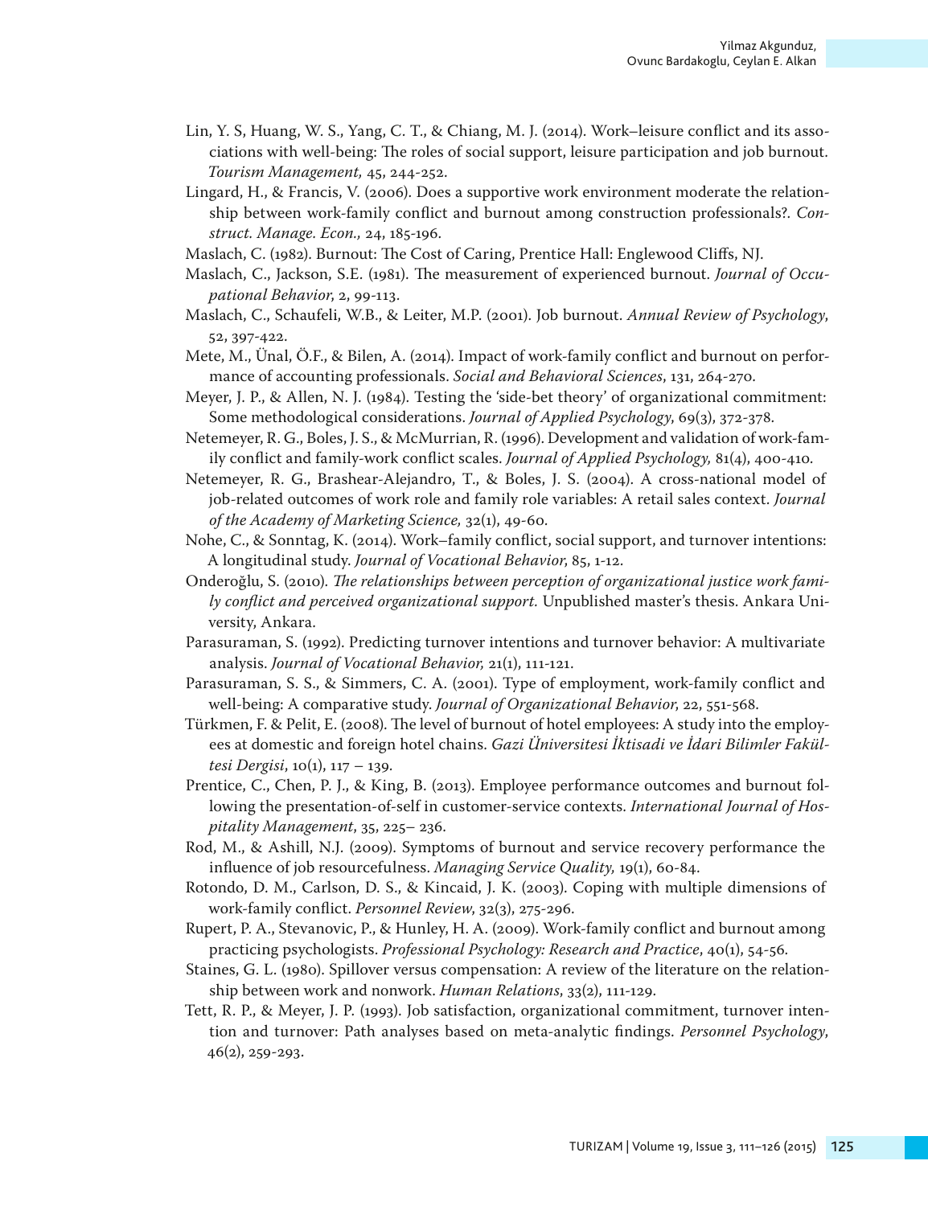Lin, Y. S, Huang, W. S., Yang, C. T., & Chiang, M. J. (2014). Work–leisure conflict and its associations with well-being: The roles of social support, leisure participation and job burnout. *Tourism Management,* 45, 244-252.

Lingard, H., & Francis, V. (2006). Does a supportive work environment moderate the relationship between work-family conflict and burnout among construction professionals?. *Construct. Manage. Econ.,* 24, 185-196.

Maslach, C. (1982). Burnout: The Cost of Caring, Prentice Hall: Englewood Cliffs, NJ.

Maslach, C., Jackson, S.E. (1981). The measurement of experienced burnout. *Journal of Occupational Behavior*, 2, 99-113.

Maslach, C., Schaufeli, W.B., & Leiter, M.P. (2001). Job burnout. *Annual Review of Psychology*, 52, 397-422.

Mete, M., Ünal, Ö.F., & Bilen, A. (2014). Impact of work-family conflict and burnout on performance of accounting professionals. *Social and Behavioral Sciences*, 131, 264-270.

Meyer, J. P., & Allen, N. J. (1984). Testing the 'side-bet theory' of organizational commitment: Some methodological considerations. *Journal of Applied Psychology*, 69(3), 372-378.

Netemeyer, R. G., Boles, J. S., & McMurrian, R. (1996). Development and validation of work-family conflict and family-work conflict scales. *Journal of Applied Psychology,* 81(4), 400-410.

Netemeyer, R. G., Brashear-Alejandro, T., & Boles, J. S. (2004). A cross-national model of job-related outcomes of work role and family role variables: A retail sales context. *Journal of the Academy of Marketing Science,* 32(1), 49-60.

Nohe, C., & Sonntag, K. (2014). Work–family conflict, social support, and turnover intentions: A longitudinal study. *Journal of Vocational Behavior*, 85, 1-12.

Onderoğlu, S. (2010). *The relationships between perception of organizational justice work family conflict and perceived organizational support.* Unpublished master's thesis. Ankara University, Ankara.

Parasuraman, S. (1992). Predicting turnover intentions and turnover behavior: A multivariate analysis. *Journal of Vocational Behavior,* 21(1), 111-121.

Parasuraman, S. S., & Simmers, C. A. (2001). Type of employment, work-family conflict and well-being: A comparative study. *Journal of Organizational Behavior*, 22, 551-568.

Türkmen, F. & Pelit, E. (2008). The level of burnout of hotel employees: A study into the employees at domestic and foreign hotel chains. *Gazi Üniversitesi İktisadi ve İdari Bilimler Fakültesi Dergisi*, 10(1), 117 – 139.

Prentice, C., Chen, P. J., & King, B. (2013). Employee performance outcomes and burnout following the presentation-of-self in customer-service contexts. *International Journal of Hospitality Management*, 35, 225– 236.

Rod, M., & Ashill, N.J. (2009). Symptoms of burnout and service recovery performance the influence of job resourcefulness. *Managing Service Quality,* 19(1), 60-84.

Rotondo, D. M., Carlson, D. S., & Kincaid, J. K. (2003). Coping with multiple dimensions of work-family conflict. *Personnel Review*, 32(3), 275-296.

Rupert, P. A., Stevanovic, P., & Hunley, H. A. (2009). Work-family conflict and burnout among practicing psychologists. *Professional Psychology: Research and Practice*, 40(1), 54-56.

Staines, G. L. (1980). Spillover versus compensation: A review of the literature on the relationship between work and nonwork. *Human Relations*, 33(2), 111-129.

Tett, R. P., & Meyer, J. P. (1993). Job satisfaction, organizational commitment, turnover intention and turnover: Path analyses based on meta-analytic findings. *Personnel Psychology*, 46(2), 259-293.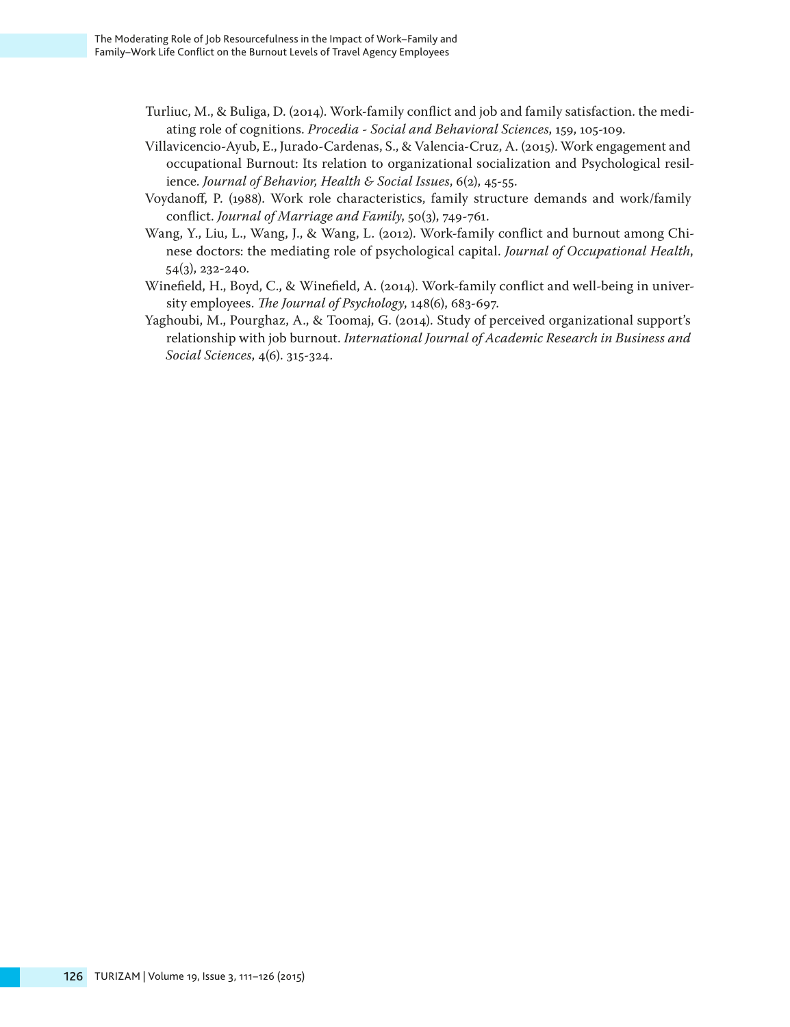Turliuc, M., & Buliga, D. (2014). Work-family conflict and job and family satisfaction. the mediating role of cognitions. *Procedia - Social and Behavioral Sciences*, 159, 105-109.

Villavicencio-Ayub, E., Jurado-Cardenas, S., & Valencia-Cruz, A. (2015). Work engagement and occupational Burnout: Its relation to organizational socialization and Psychological resilience. *Journal of Behavior, Health & Social Issues*, 6(2), 45-55.

Voydanoff, P. (1988). Work role characteristics, family structure demands and work/family conflict. *Journal of Marriage and Family*, 50(3), 749-761.

Wang, Y., Liu, L., Wang, J., & Wang, L. (2012). Work-family conflict and burnout among Chinese doctors: the mediating role of psychological capital. *Journal of Occupational Health*, 54(3), 232-240.

Winefield, H., Boyd, C., & Winefield, A. (2014). Work-family conflict and well-being in university employees. *The Journal of Psychology*, 148(6), 683-697.

Yaghoubi, M., Pourghaz, A., & Toomaj, G. (2014). Study of perceived organizational support's relationship with job burnout. *International Journal of Academic Research in Business and Social Sciences*, 4(6). 315-324.